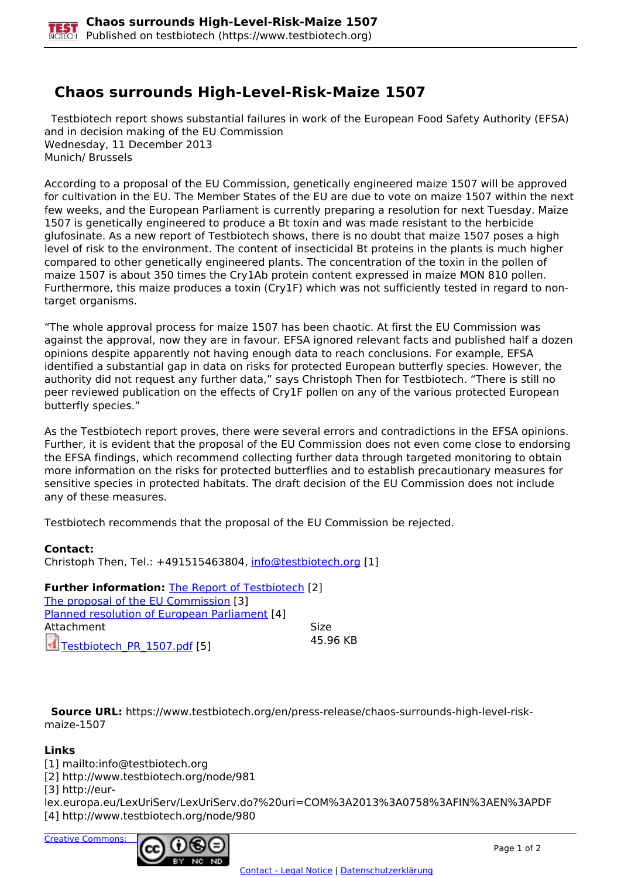# Chaos surrounds High-Level-Risk-Maize 1507

Testbiotech report shows substantial failures in work of the European Food Safety Authority (EFSA) and in decision making of the EU Commission
Wednesday, 11 December 2013
Munich/ Brussels

According to a proposal of the EU Commission, genetically engineered maize 1507 will be approved for cultivation in the EU. The Member States of the EU are due to vote on maize 1507 within the next few weeks, and the European Parliament is currently preparing a resolution for next Tuesday. Maize 1507 is genetically engineered to produce a Bt toxin and was made resistant to the herbicide glufosinate. As a new report of Testbiotech shows, there is no doubt that maize 1507 poses a high level of risk to the environment. The content of insecticidal Bt proteins in the plants is much higher compared to other genetically engineered plants. The concentration of the toxin in the pollen of maize 1507 is about 350 times the Cry1Ab protein content expressed in maize MON 810 pollen. Furthermore, this maize produces a toxin (Cry1F) which was not sufficiently tested in regard to non-target organisms.

“The whole approval process for maize 1507 has been chaotic. At first the EU Commission was against the approval, now they are in favour. EFSA ignored relevant facts and published half a dozen opinions despite apparently not having enough data to reach conclusions. For example, EFSA identified a substantial gap in data on risks for protected European butterfly species. However, the authority did not request any further data,” says Christoph Then for Testbiotech. “There is still no peer reviewed publication on the effects of Cry1F pollen on any of the various protected European butterfly species.”

As the Testbiotech report proves, there were several errors and contradictions in the EFSA opinions. Further, it is evident that the proposal of the EU Commission does not even come close to endorsing the EFSA findings, which recommend collecting further data through targeted monitoring to obtain more information on the risks for protected butterflies and to establish precautionary measures for sensitive species in protected habitats. The draft decision of the EU Commission does not include any of these measures.

Testbiotech recommends that the proposal of the EU Commission be rejected.

**Contact:**
Christoph Then, Tel.: +491515463804, info@testbiotech.org [1]

**Further information:** The Report of Testbiotech [2]
The proposal of the EU Commission [3]
Planned resolution of European Parliament [4]

| Attachment | Size |
| --- | --- |
| Testbiotech_PR_1507.pdf [5] | 45.96 KB |

**Source URL:** https://www.testbiotech.org/en/press-release/chaos-surrounds-high-level-risk-maize-1507

**Links**
[1] mailto:info@testbiotech.org
[2] http://www.testbiotech.org/node/981
[3] http://eur-lex.europa.eu/LexUriServ/LexUriServ.do?%20uri=COM%3A2013%3A0758%3AFIN%3AEN%3APDF
[4] http://www.testbiotech.org/node/980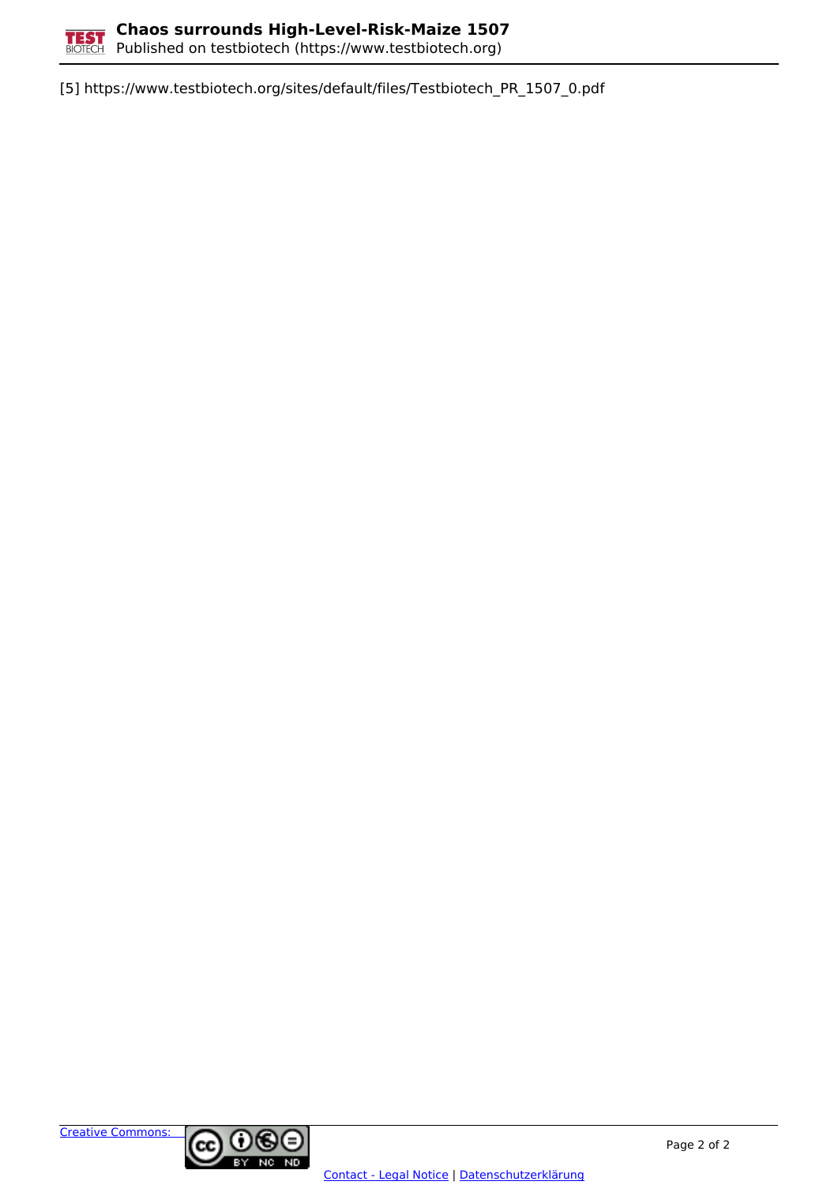[5] https://www.testbiotech.org/sites/default/files/Testbiotech_PR_1507_0.pdf